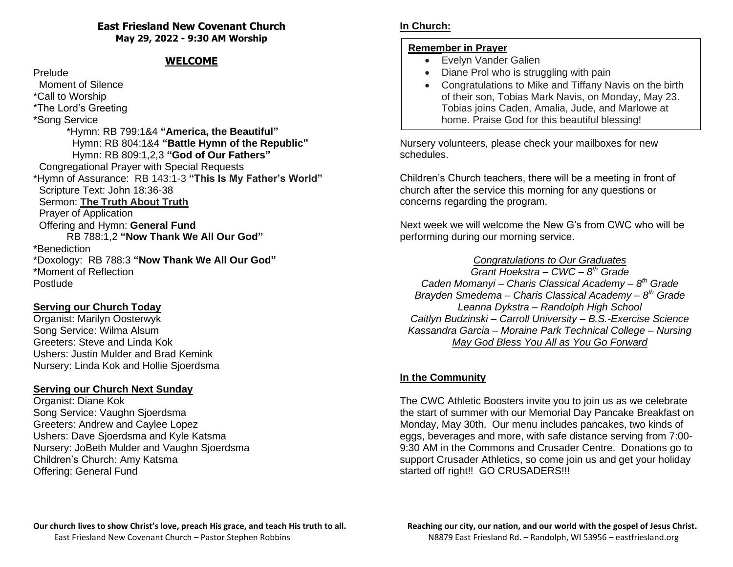# East Friesland New Covenant Church

**May 29, 2022 - 9:30 AM Worship**

## WELCOME

Prelude
Moment of Silence
*Call to Worship
*The Lord's Greeting
*Song Service
*Hymn: RB 799:1&4 **"America, the Beautiful"**
Hymn: RB 804:1&4 **"Battle Hymn of the Republic"**
Hymn: RB 809:1,2,3 **"God of Our Fathers"**
Congregational Prayer with Special Requests
*Hymn of Assurance: RB 143:1-3 **"This Is My Father's World"**
Scripture Text: John 18:36-38
Sermon: **The Truth About Truth**
Prayer of Application
Offering and Hymn: **General Fund**
RB 788:1,2 **"Now Thank We All Our God"**
*Benediction
*Doxology: RB 788:3 **"Now Thank We All Our God"**
*Moment of Reflection
Postlude

### Serving our Church Today

Organist: Marilyn Oosterwyk
Song Service: Wilma Alsum
Greeters: Steve and Linda Kok
Ushers: Justin Mulder and Brad Kemink
Nursery: Linda Kok and Hollie Sjoerdsma

### Serving our Church Next Sunday

Organist: Diane Kok
Song Service: Vaughn Sjoerdsma
Greeters: Andrew and Caylee Lopez
Ushers: Dave Sjoerdsma and Kyle Katsma
Nursery: JoBeth Mulder and Vaughn Sjoerdsma
Children's Church: Amy Katsma
Offering: General Fund

**Our church lives to show Christ's love, preach His grace, and teach His truth to all.**
East Friesland New Covenant Church – Pastor Stephen Robbins

## In Church:

### Remember in Prayer

- Evelyn Vander Galien
- Diane Prol who is struggling with pain
- Congratulations to Mike and Tiffany Navis on the birth of their son, Tobias Mark Navis, on Monday, May 23. Tobias joins Caden, Amalia, Jude, and Marlowe at home. Praise God for this beautiful blessing!

Nursery volunteers, please check your mailboxes for new schedules.

Children's Church teachers, there will be a meeting in front of church after the service this morning for any questions or concerns regarding the program.

Next week we will welcome the New G's from CWC who will be performing during our morning service.

*Congratulations to Our Graduates*
*Grant Hoekstra – CWC – 8th Grade*
*Caden Momanyi – Charis Classical Academy – 8th Grade*
*Brayden Smedema – Charis Classical Academy – 8th Grade*
*Leanna Dykstra – Randolph High School*
*Caitlyn Budzinski – Carroll University – B.S.-Exercise Science*
*Kassandra Garcia – Moraine Park Technical College – Nursing*
*May God Bless You All as You Go Forward*

## In the Community

The CWC Athletic Boosters invite you to join us as we celebrate the start of summer with our Memorial Day Pancake Breakfast on Monday, May 30th. Our menu includes pancakes, two kinds of eggs, beverages and more, with safe distance serving from 7:00-9:30 AM in the Commons and Crusader Centre. Donations go to support Crusader Athletics, so come join us and get your holiday started off right!! GO CRUSADERS!!!

**Reaching our city, our nation, and our world with the gospel of Jesus Christ.**
N8879 East Friesland Rd. – Randolph, WI 53956 – eastfriesland.org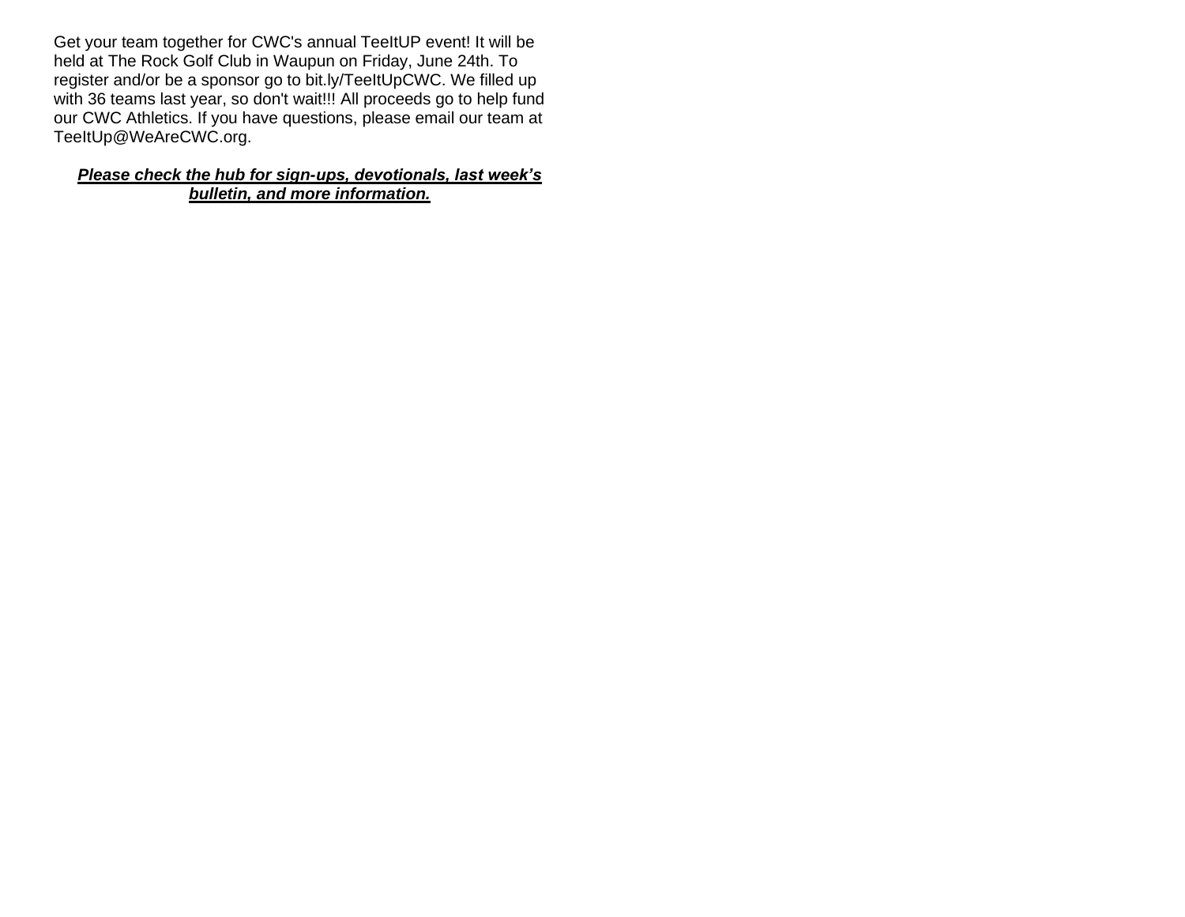Get your team together for CWC's annual TeeItUP event! It will be held at The Rock Golf Club in Waupun on Friday, June 24th. To register and/or be a sponsor go to bit.ly/TeeItUpCWC. We filled up with 36 teams last year, so don't wait!!! All proceeds go to help fund our CWC Athletics. If you have questions, please email our team at TeeItUp@WeAreCWC.org.

***<u>Please check the hub for sign-ups, devotionals, last week's bulletin, and more information.</u>***